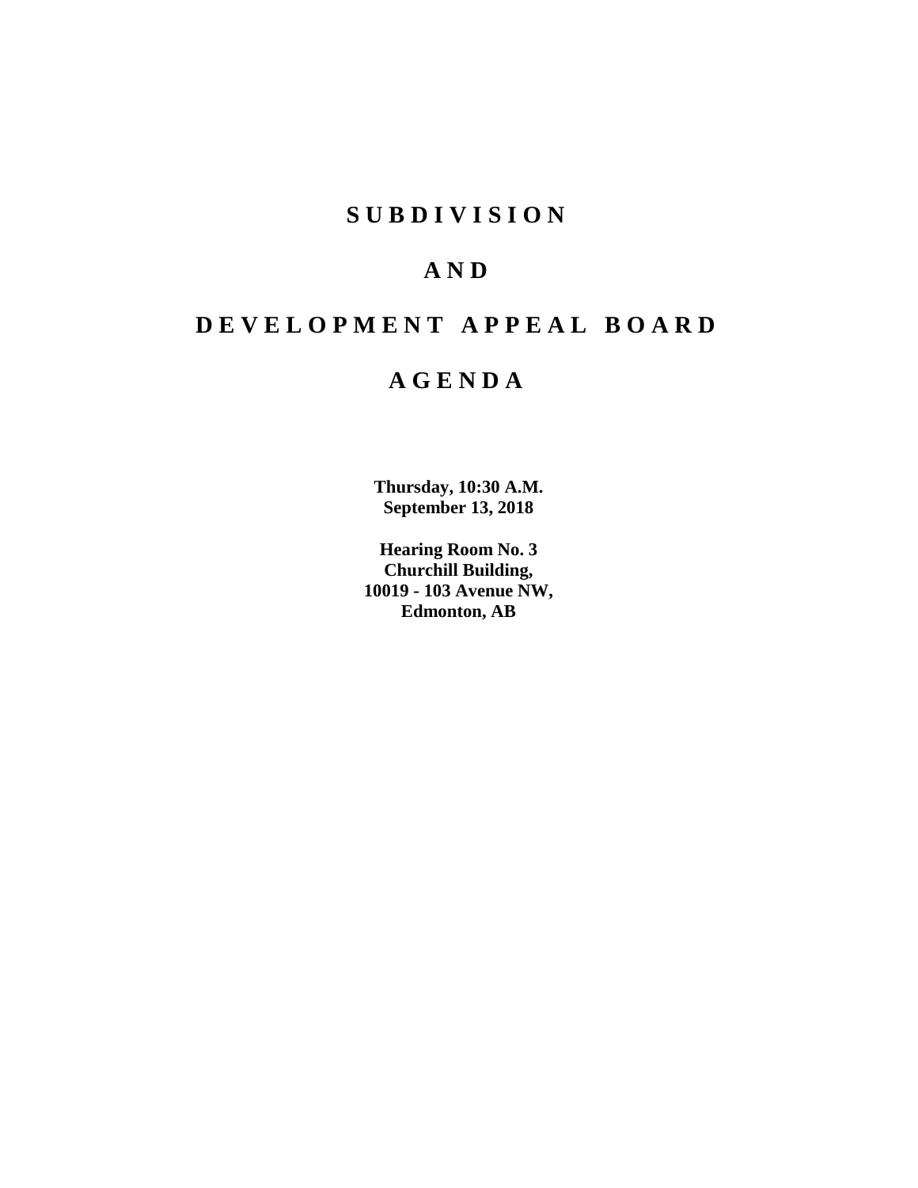# S U B D I V I S I O N

# A N D

# D E V E L O P M E N T   A P P E A L   B O A R D

# A G E N D A

**Thursday, 10:30 A.M.**
**September 13, 2018**

**Hearing Room No. 3**
**Churchill Building,**
**10019 - 103 Avenue NW,**
**Edmonton, AB**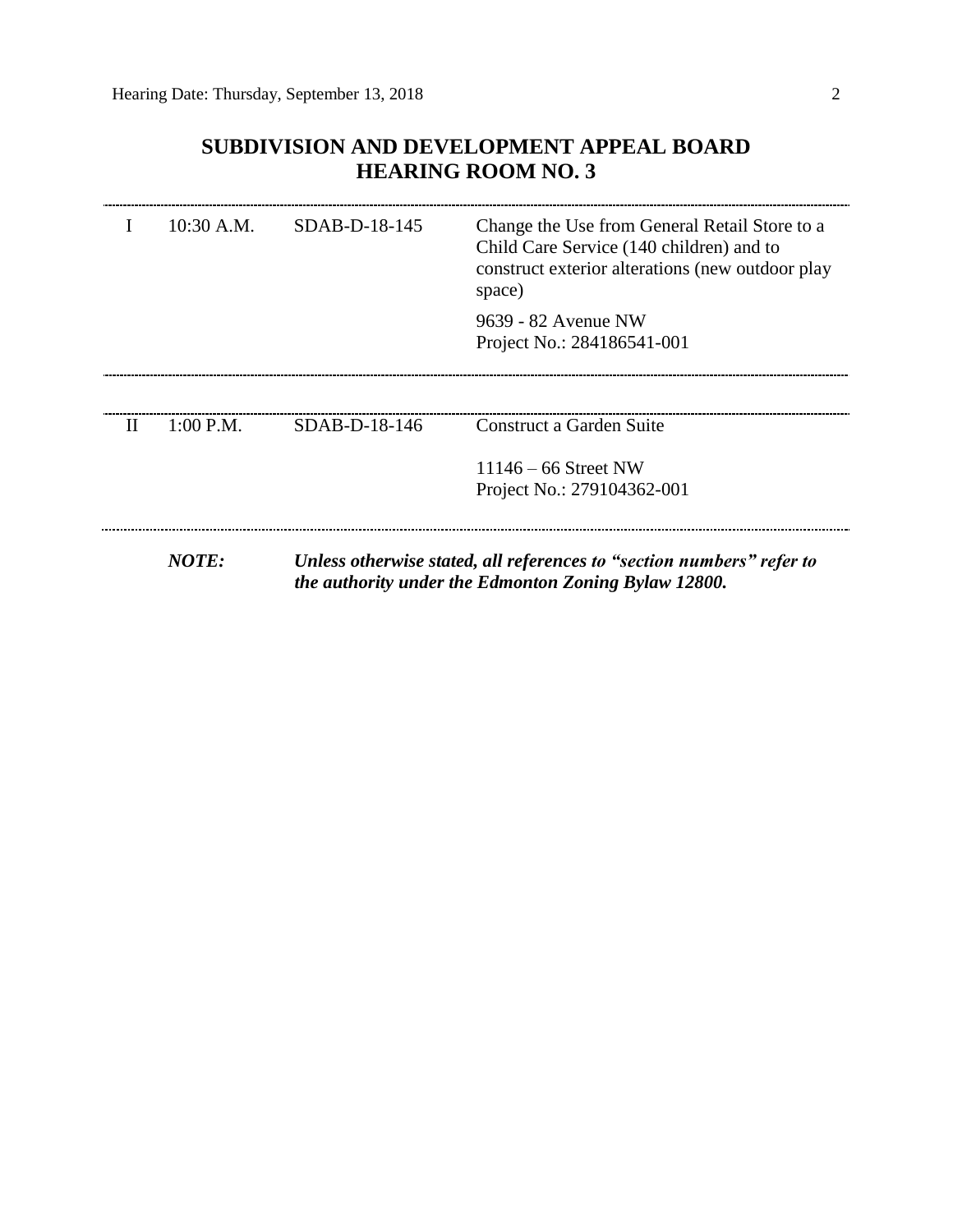## SUBDIVISION AND DEVELOPMENT APPEAL BOARD
## HEARING ROOM NO. 3

| | | | |
|---|---|---|---|
| I | 10:30 A.M. | SDAB-D-18-145 | Change the Use from General Retail Store to a Child Care Service (140 children) and to construct exterior alterations (new outdoor play space)<br><br>9639 - 82 Avenue NW<br>Project No.: 284186541-001 |
| II | 1:00 P.M. | SDAB-D-18-146 | Construct a Garden Suite<br><br>11146 – 66 Street NW<br>Project No.: 279104362-001 |

***NOTE:*** ***Unless otherwise stated, all references to "section numbers" refer to the authority under the Edmonton Zoning Bylaw 12800.***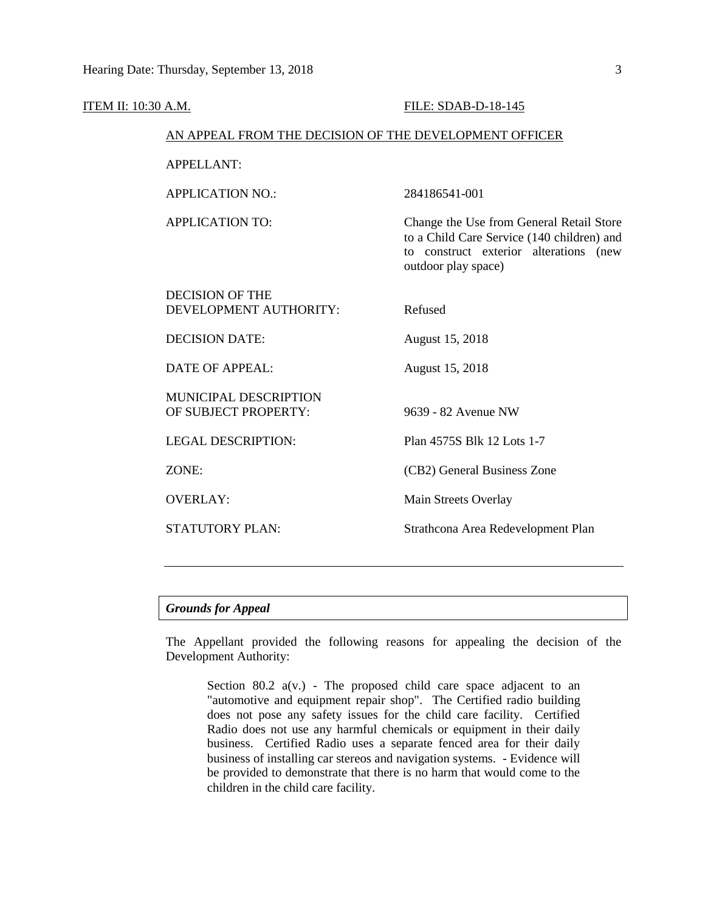ITEM II: 10:30 A.M. FILE: SDAB-D-18-145

AN APPEAL FROM THE DECISION OF THE DEVELOPMENT OFFICER

| | |
|---|---|
| APPELLANT: | |
| APPLICATION NO.: | 284186541-001 |
| APPLICATION TO: | Change the Use from General Retail Store to a Child Care Service (140 children) and to construct exterior alterations (new outdoor play space) |
| DECISION OF THE DEVELOPMENT AUTHORITY: | Refused |
| DECISION DATE: | August 15, 2018 |
| DATE OF APPEAL: | August 15, 2018 |
| MUNICIPAL DESCRIPTION OF SUBJECT PROPERTY: | 9639 - 82 Avenue NW |
| LEGAL DESCRIPTION: | Plan 4575S Blk 12 Lots 1-7 |
| ZONE: | (CB2) General Business Zone |
| OVERLAY: | Main Streets Overlay |
| STATUTORY PLAN: | Strathcona Area Redevelopment Plan |

---

***Grounds for Appeal***

The Appellant provided the following reasons for appealing the decision of the Development Authority:

> Section 80.2 a(v.) - The proposed child care space adjacent to an "automotive and equipment repair shop". The Certified radio building does not pose any safety issues for the child care facility. Certified Radio does not use any harmful chemicals or equipment in their daily business. Certified Radio uses a separate fenced area for their daily business of installing car stereos and navigation systems. - Evidence will be provided to demonstrate that there is no harm that would come to the children in the child care facility.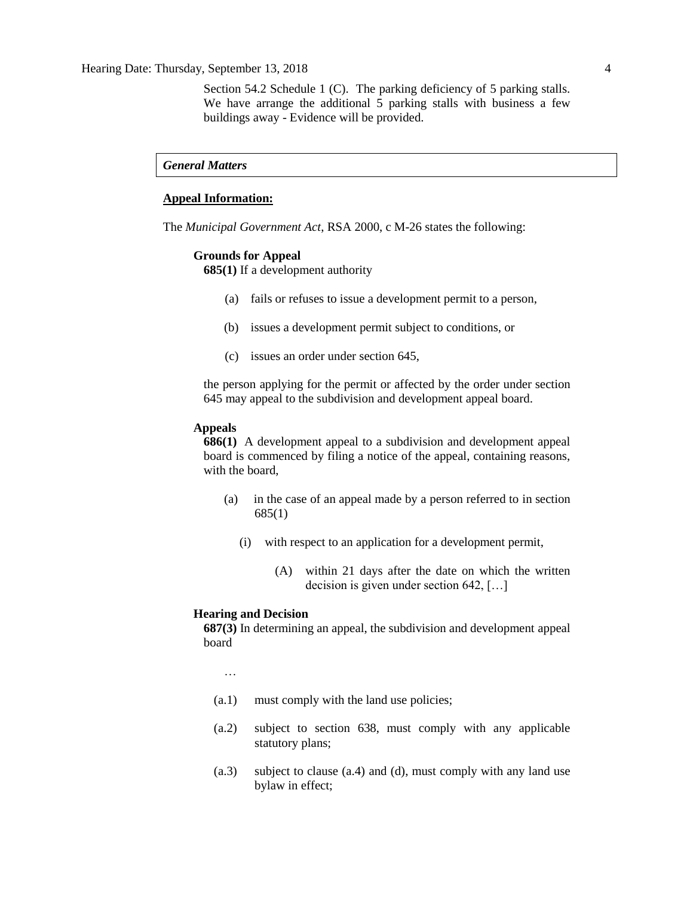Section 54.2 Schedule 1 (C). The parking deficiency of 5 parking stalls. We have arrange the additional 5 parking stalls with business a few buildings away - Evidence will be provided.

***General Matters***

**Appeal Information:**

The *Municipal Government Act*, RSA 2000, c M-26 states the following:

**Grounds for Appeal**

**685(1)** If a development authority

(a) fails or refuses to issue a development permit to a person,

(b) issues a development permit subject to conditions, or

(c) issues an order under section 645,

the person applying for the permit or affected by the order under section 645 may appeal to the subdivision and development appeal board.

**Appeals**

**686(1)** A development appeal to a subdivision and development appeal board is commenced by filing a notice of the appeal, containing reasons, with the board,

(a) in the case of an appeal made by a person referred to in section 685(1)

(i) with respect to an application for a development permit,

(A) within 21 days after the date on which the written decision is given under section 642, […]

**Hearing and Decision**

**687(3)** In determining an appeal, the subdivision and development appeal board

…

(a.1) must comply with the land use policies;

(a.2) subject to section 638, must comply with any applicable statutory plans;

(a.3) subject to clause (a.4) and (d), must comply with any land use bylaw in effect;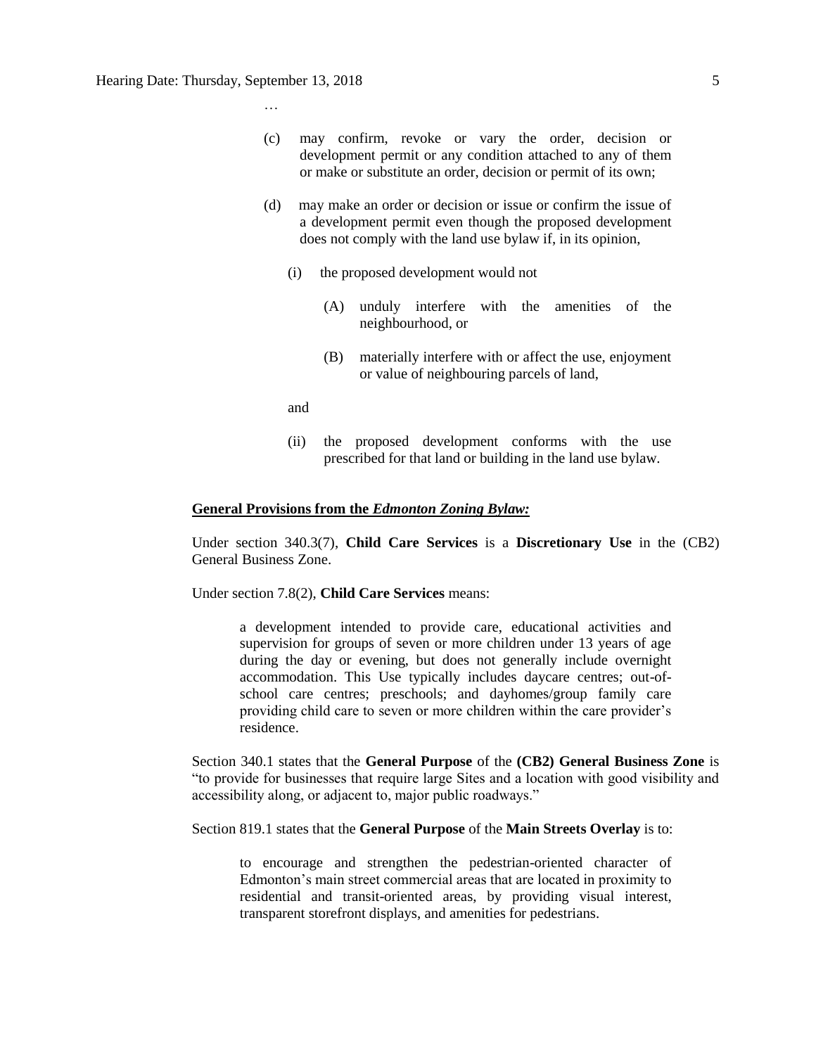…

(c) may confirm, revoke or vary the order, decision or development permit or any condition attached to any of them or make or substitute an order, decision or permit of its own;

(d) may make an order or decision or issue or confirm the issue of a development permit even though the proposed development does not comply with the land use bylaw if, in its opinion,

(i) the proposed development would not

(A) unduly interfere with the amenities of the neighbourhood, or

(B) materially interfere with or affect the use, enjoyment or value of neighbouring parcels of land,

and

(ii) the proposed development conforms with the use prescribed for that land or building in the land use bylaw.

**General Provisions from the *Edmonton Zoning Bylaw:***

Under section 340.3(7), **Child Care Services** is a **Discretionary Use** in the (CB2) General Business Zone.

Under section 7.8(2), **Child Care Services** means:

> a development intended to provide care, educational activities and supervision for groups of seven or more children under 13 years of age during the day or evening, but does not generally include overnight accommodation. This Use typically includes daycare centres; out-of-school care centres; preschools; and dayhomes/group family care providing child care to seven or more children within the care provider's residence.

Section 340.1 states that the **General Purpose** of the **(CB2) General Business Zone** is "to provide for businesses that require large Sites and a location with good visibility and accessibility along, or adjacent to, major public roadways."

Section 819.1 states that the **General Purpose** of the **Main Streets Overlay** is to:

> to encourage and strengthen the pedestrian-oriented character of Edmonton's main street commercial areas that are located in proximity to residential and transit-oriented areas, by providing visual interest, transparent storefront displays, and amenities for pedestrians.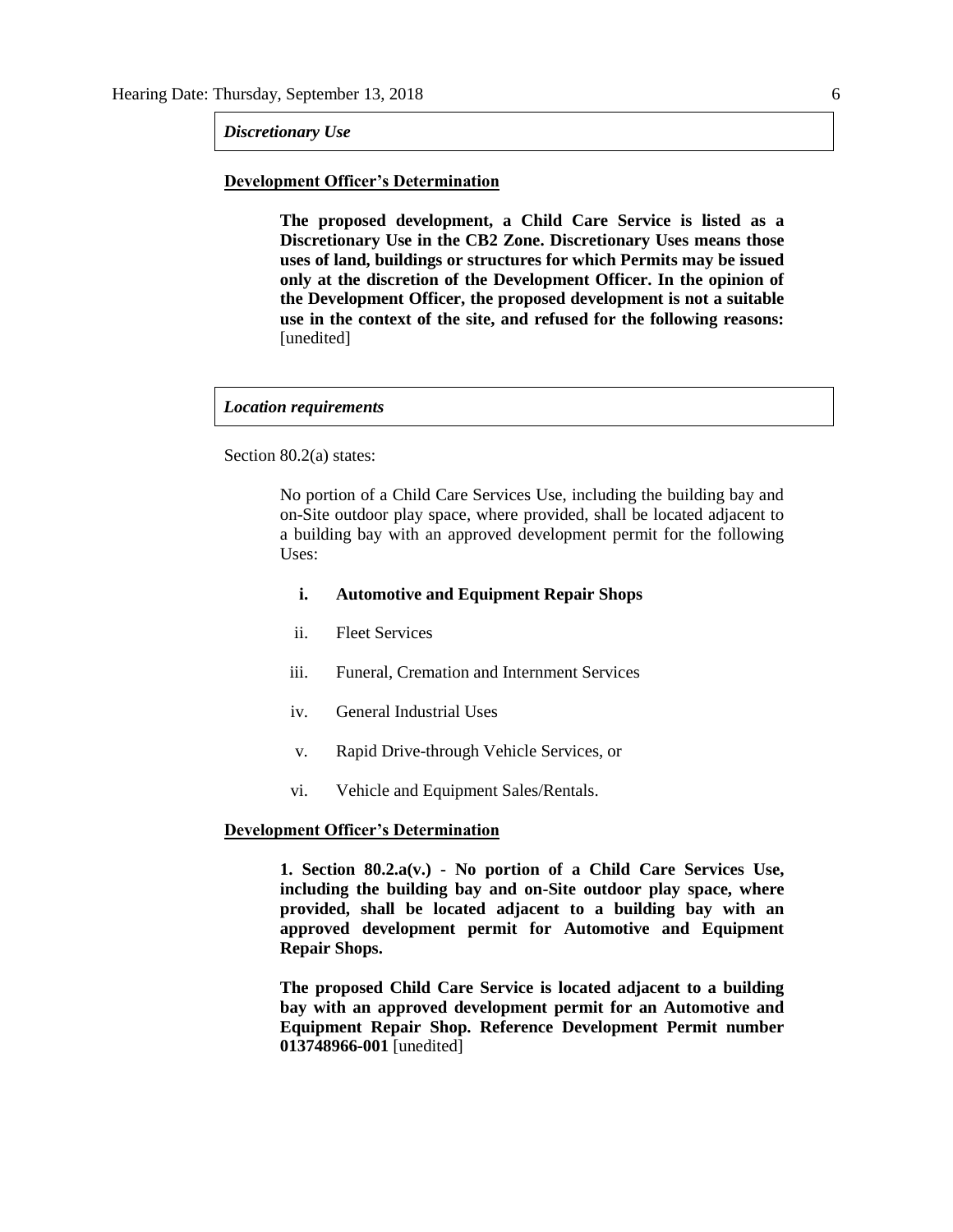*Discretionary Use*

**Development Officer's Determination**

> **The proposed development, a Child Care Service is listed as a Discretionary Use in the CB2 Zone. Discretionary Uses means those uses of land, buildings or structures for which Permits may be issued only at the discretion of the Development Officer. In the opinion of the Development Officer, the proposed development is not a suitable use in the context of the site, and refused for the following reasons:** [unedited]

*Location requirements*

Section 80.2(a) states:

> No portion of a Child Care Services Use, including the building bay and on-Site outdoor play space, where provided, shall be located adjacent to a building bay with an approved development permit for the following Uses:
>
> i. **Automotive and Equipment Repair Shops**
>
> ii. Fleet Services
>
> iii. Funeral, Cremation and Internment Services
>
> iv. General Industrial Uses
>
> v. Rapid Drive-through Vehicle Services, or
>
> vi. Vehicle and Equipment Sales/Rentals.

**Development Officer's Determination**

> **1. Section 80.2.a(v.) - No portion of a Child Care Services Use, including the building bay and on-Site outdoor play space, where provided, shall be located adjacent to a building bay with an approved development permit for Automotive and Equipment Repair Shops.**
>
> **The proposed Child Care Service is located adjacent to a building bay with an approved development permit for an Automotive and Equipment Repair Shop. Reference Development Permit number 013748966-001** [unedited]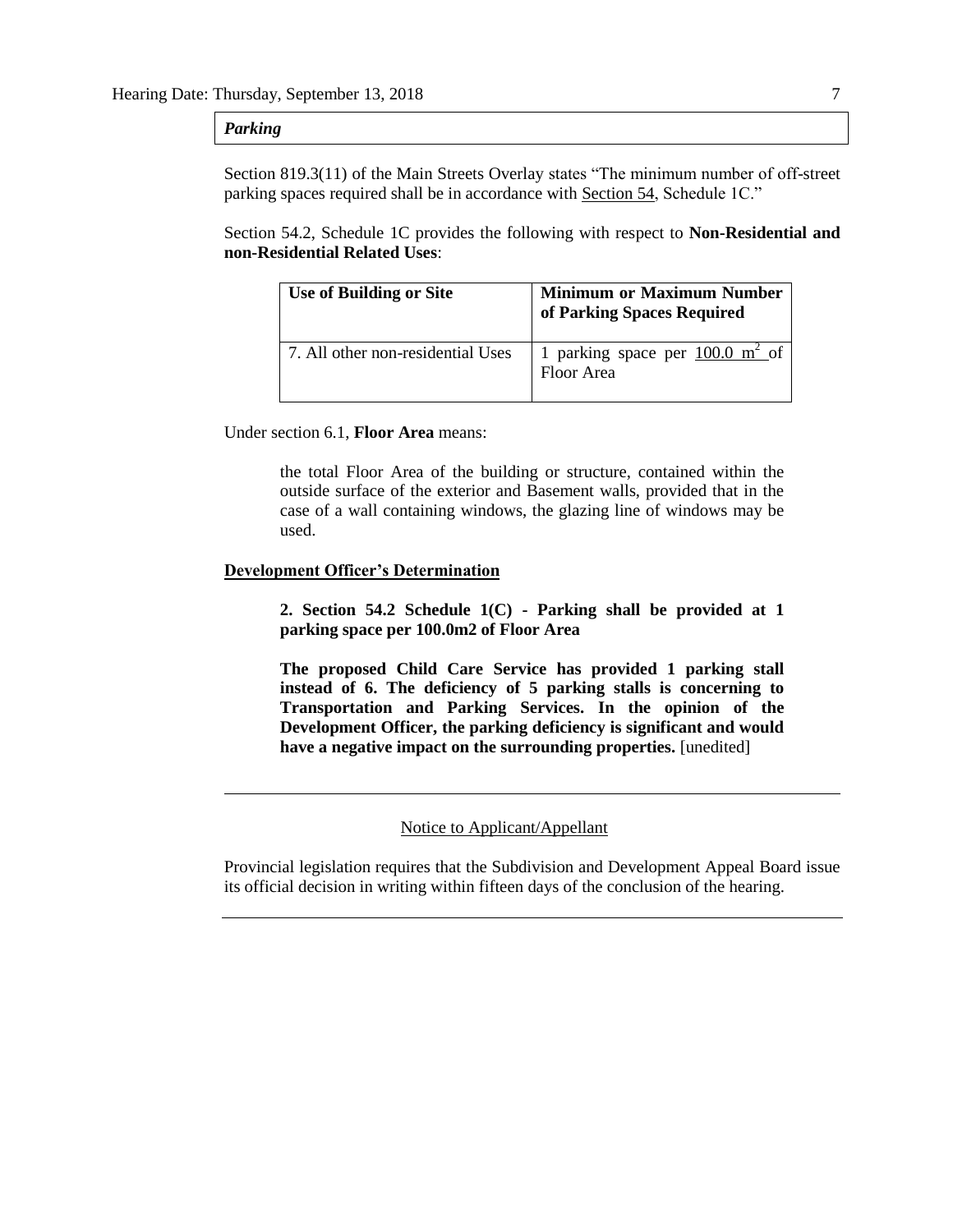***Parking***

Section 819.3(11) of the Main Streets Overlay states "The minimum number of off-street parking spaces required shall be in accordance with Section 54, Schedule 1C."

Section 54.2, Schedule 1C provides the following with respect to **Non-Residential and non-Residential Related Uses**:

| **Use of Building or Site** | **Minimum or Maximum Number of Parking Spaces Required** |
|---|---|
| 7. All other non-residential Uses | 1 parking space per $100.0\ m^2$ of Floor Area |

Under section 6.1, **Floor Area** means:

> the total Floor Area of the building or structure, contained within the outside surface of the exterior and Basement walls, provided that in the case of a wall containing windows, the glazing line of windows may be used.

**Development Officer's Determination**

> **2. Section 54.2 Schedule 1(C) - Parking shall be provided at 1 parking space per 100.0m2 of Floor Area**
>
> **The proposed Child Care Service has provided 1 parking stall instead of 6. The deficiency of 5 parking stalls is concerning to Transportation and Parking Services. In the opinion of the Development Officer, the parking deficiency is significant and would have a negative impact on the surrounding properties.** [unedited]

---

Notice to Applicant/Appellant

Provincial legislation requires that the Subdivision and Development Appeal Board issue its official decision in writing within fifteen days of the conclusion of the hearing.

---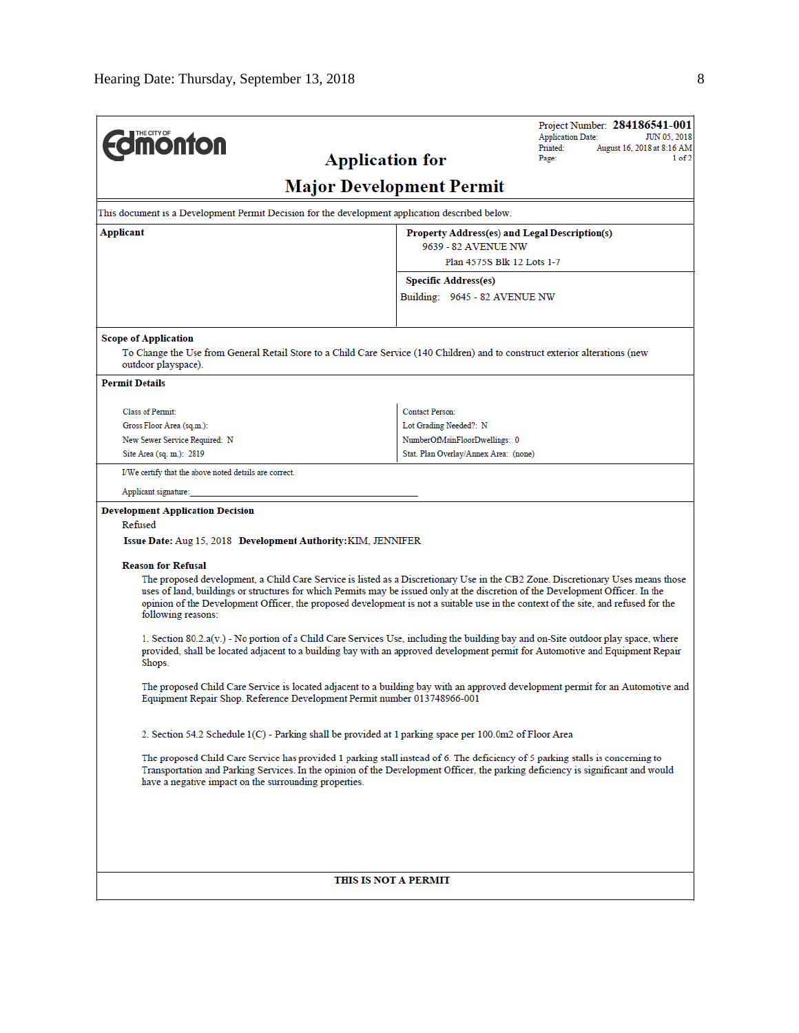THE CITY OF **Edmonton**

Project Number: **284186541-001**
Application Date: JUN 05, 2018
Printed: August 16, 2018 at 8:16 AM
Page: 1 of 2

# Application for Major Development Permit

This document is a Development Permit Decision for the development application described below.

| **Applicant** | **Property Address(es) and Legal Description(s)** |
|---|---|
| | 9639 - 82 AVENUE NW<br>Plan 4575S Blk 12 Lots 1-7 |
| | **Specific Address(es)**<br>Building: 9645 - 82 AVENUE NW |

**Scope of Application**

To Change the Use from General Retail Store to a Child Care Service (140 Children) and to construct exterior alterations (new outdoor playspace).

**Permit Details**

| | |
|---|---|
| Class of Permit: | Contact Person: |
| Gross Floor Area (sq.m.): | Lot Grading Needed?: N |
| New Sewer Service Required: N | NumberOfMainFloorDwellings: 0 |
| Site Area (sq. m.): 2819 | Stat. Plan Overlay/Annex Area: (none) |

I/We certify that the above noted details are correct.

Applicant signature:_______________________________________________

**Development Application Decision**

Refused

**Issue Date:** Aug 15, 2018 **Development Authority:** KIM, JENNIFER

**Reason for Refusal**

The proposed development, a Child Care Service is listed as a Discretionary Use in the CB2 Zone. Discretionary Uses means those uses of land, buildings or structures for which Permits may be issued only at the discretion of the Development Officer. In the opinion of the Development Officer, the proposed development is not a suitable use in the context of the site, and refused for the following reasons:

1. Section 80.2.a(v.) - No portion of a Child Care Services Use, including the building bay and on-Site outdoor play space, where provided, shall be located adjacent to a building bay with an approved development permit for Automotive and Equipment Repair Shops.

The proposed Child Care Service is located adjacent to a building bay with an approved development permit for an Automotive and Equipment Repair Shop. Reference Development Permit number 013748966-001

2. Section 54.2 Schedule 1(C) - Parking shall be provided at 1 parking space per 100.0m2 of Floor Area

The proposed Child Care Service has provided 1 parking stall instead of 6. The deficiency of 5 parking stalls is concerning to Transportation and Parking Services. In the opinion of the Development Officer, the parking deficiency is significant and would have a negative impact on the surrounding properties.

**THIS IS NOT A PERMIT**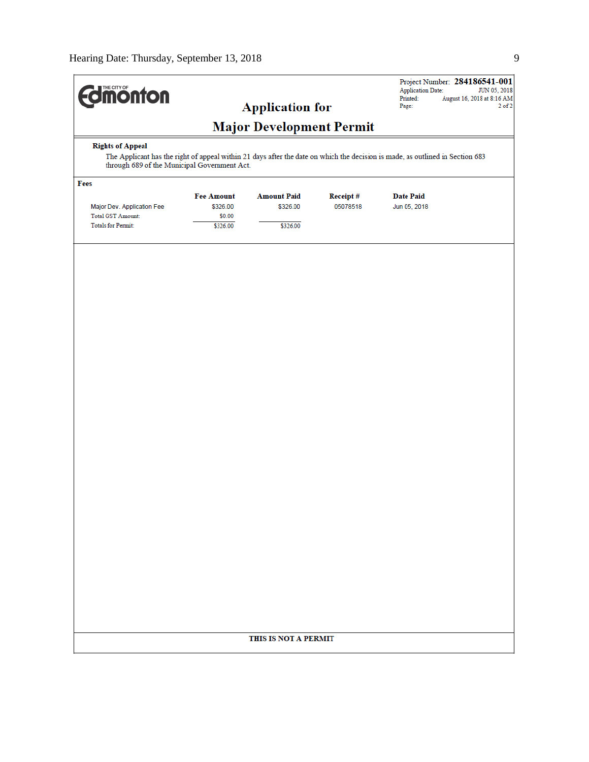Project Number: **284186541-001**
Application Date: JUN 05, 2018
Printed: August 16, 2018 at 8:16 AM
Page: 2 of 2

THE CITY OF Edmonton

# Application for Major Development Permit

**Rights of Appeal**

The Applicant has the right of appeal within 21 days after the date on which the decision is made, as outlined in Section 683 through 689 of the Municipal Government Act.

**Fees**

| | Fee Amount | Amount Paid | Receipt # | Date Paid |
|---|---|---|---|---|
| Major Dev. Application Fee | $326.00 | $326.00 | 05078518 | Jun 05, 2018 |
| Total GST Amount: | $0.00 | | | |
| Totals for Permit: | $326.00 | $326.00 | | |

**THIS IS NOT A PERMIT**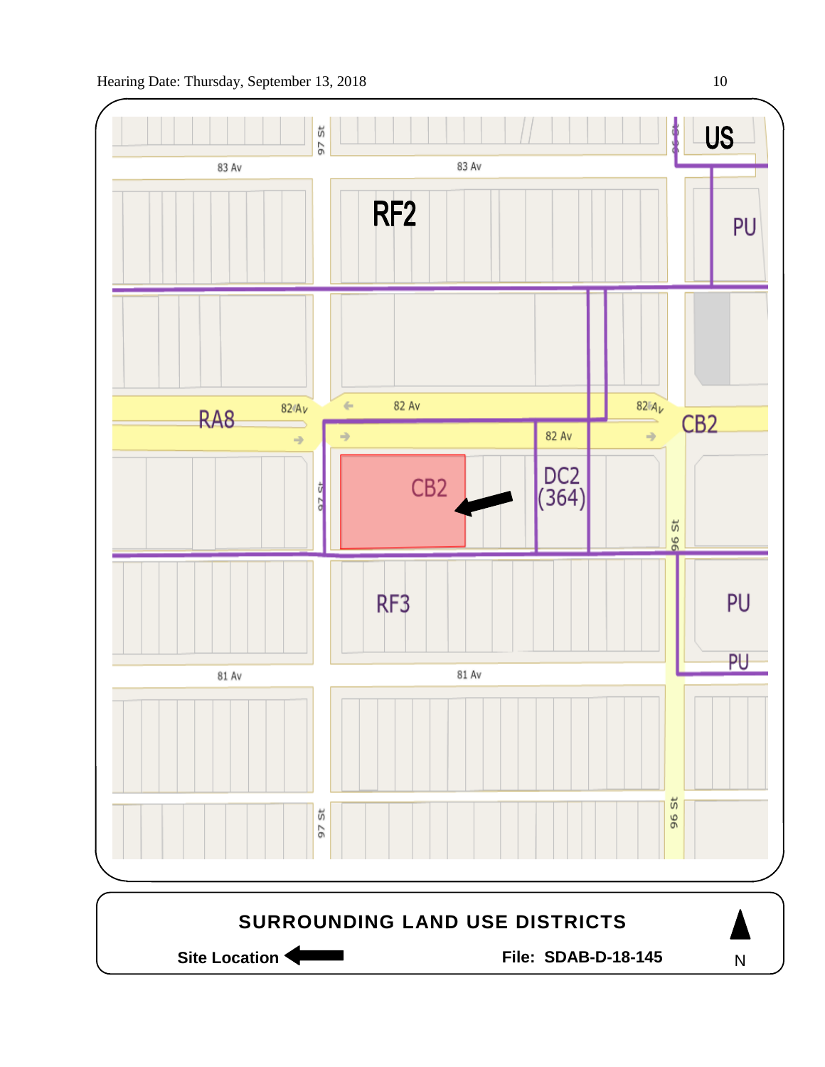Hearing Date: Thursday, September 13, 2018

US

83 Av

83 Av

97 St

RF2

PU

RA8

82 Av

82 Av

82 Av

82 Av

CB2

CB2

DC2 (364)

97 St

96 St

RF3

PU

PU

81 Av

81 Av

97 St

96 St

**SURROUNDING LAND USE DISTRICTS**

**Site Location**

**File: SDAB-D-18-145**

N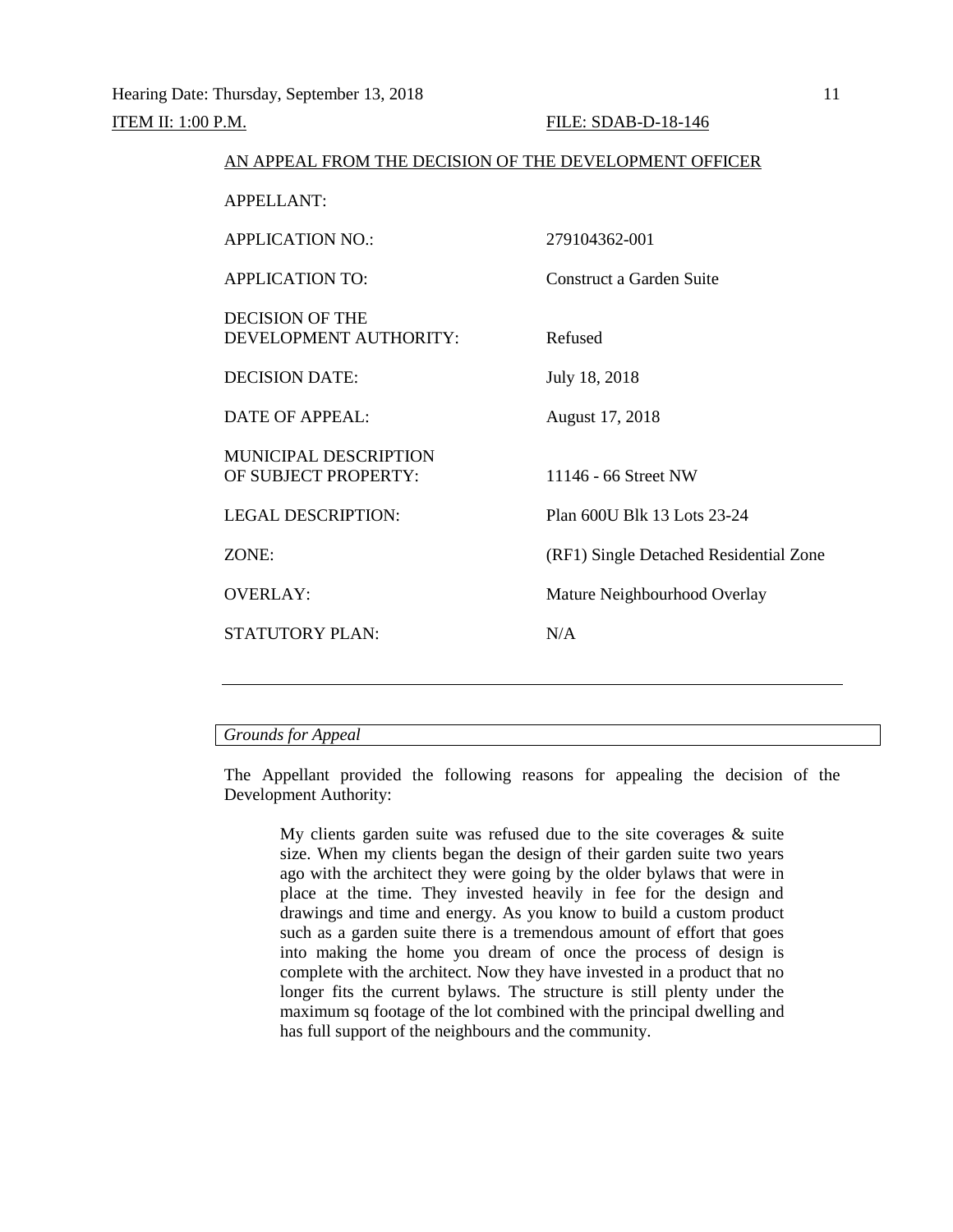ITEM II: 1:00 P.M. FILE: SDAB-D-18-146

AN APPEAL FROM THE DECISION OF THE DEVELOPMENT OFFICER

| | |
|---|---|
| APPELLANT: | |
| APPLICATION NO.: | 279104362-001 |
| APPLICATION TO: | Construct a Garden Suite |
| DECISION OF THE DEVELOPMENT AUTHORITY: | Refused |
| DECISION DATE: | July 18, 2018 |
| DATE OF APPEAL: | August 17, 2018 |
| MUNICIPAL DESCRIPTION OF SUBJECT PROPERTY: | 11146 - 66 Street NW |
| LEGAL DESCRIPTION: | Plan 600U Blk 13 Lots 23-24 |
| ZONE: | (RF1) Single Detached Residential Zone |
| OVERLAY: | Mature Neighbourhood Overlay |
| STATUTORY PLAN: | N/A |

---

*Grounds for Appeal*

The Appellant provided the following reasons for appealing the decision of the Development Authority:

> My clients garden suite was refused due to the site coverages & suite size. When my clients began the design of their garden suite two years ago with the architect they were going by the older bylaws that were in place at the time. They invested heavily in fee for the design and drawings and time and energy. As you know to build a custom product such as a garden suite there is a tremendous amount of effort that goes into making the home you dream of once the process of design is complete with the architect. Now they have invested in a product that no longer fits the current bylaws. The structure is still plenty under the maximum sq footage of the lot combined with the principal dwelling and has full support of the neighbours and the community.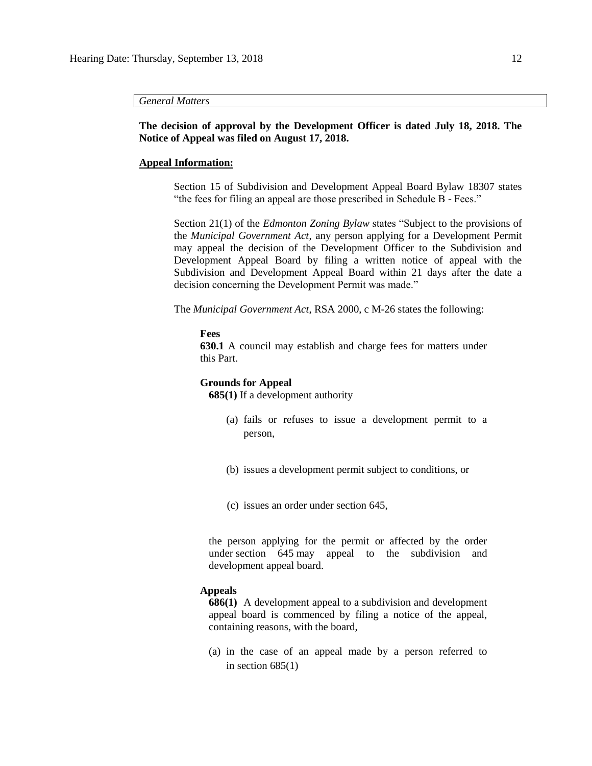*General Matters*

**The decision of approval by the Development Officer is dated July 18, 2018. The Notice of Appeal was filed on August 17, 2018.**

**Appeal Information:**

Section 15 of Subdivision and Development Appeal Board Bylaw 18307 states "the fees for filing an appeal are those prescribed in Schedule B - Fees."

Section 21(1) of the *Edmonton Zoning Bylaw* states "Subject to the provisions of the *Municipal Government Act*, any person applying for a Development Permit may appeal the decision of the Development Officer to the Subdivision and Development Appeal Board by filing a written notice of appeal with the Subdivision and Development Appeal Board within 21 days after the date a decision concerning the Development Permit was made."

The *Municipal Government Act*, RSA 2000, c M-26 states the following:

**Fees**
**630.1** A council may establish and charge fees for matters under this Part.

**Grounds for Appeal**
**685(1)** If a development authority

(a) fails or refuses to issue a development permit to a person,

(b) issues a development permit subject to conditions, or

(c) issues an order under section 645,

the person applying for the permit or affected by the order under section 645 may appeal to the subdivision and development appeal board.

**Appeals**
**686(1)** A development appeal to a subdivision and development appeal board is commenced by filing a notice of the appeal, containing reasons, with the board,

(a) in the case of an appeal made by a person referred to in section 685(1)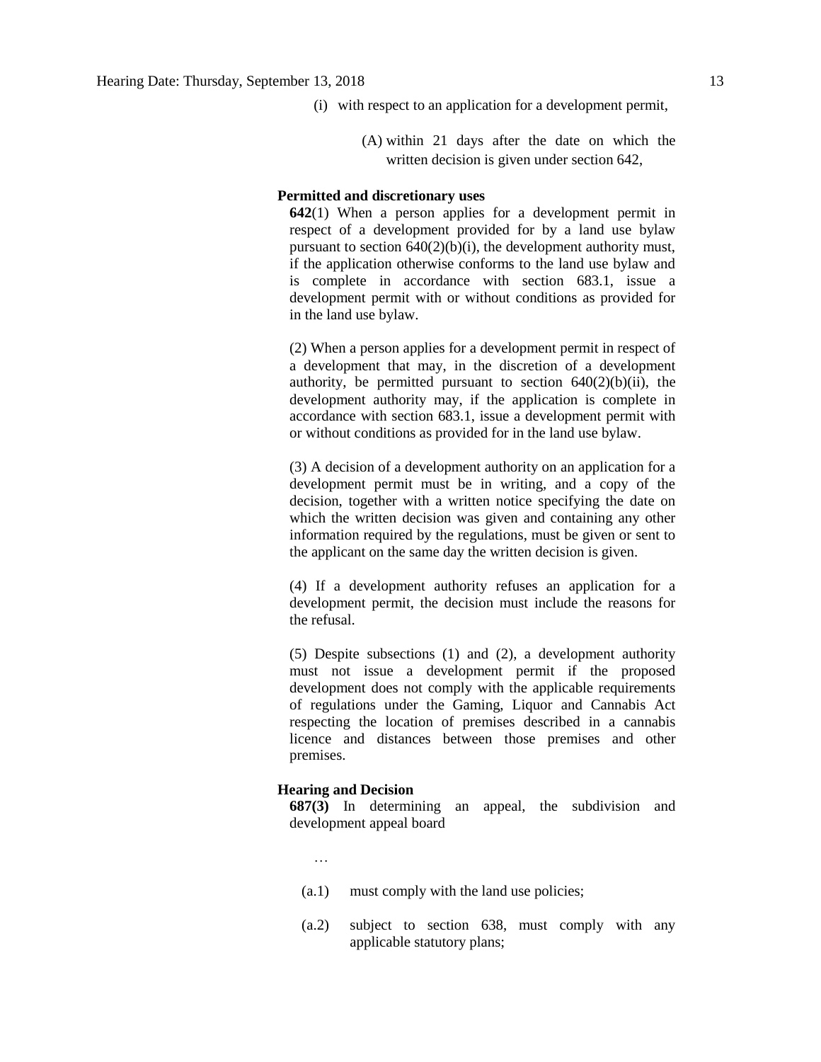(i) with respect to an application for a development permit,

(A) within 21 days after the date on which the written decision is given under section 642,

**Permitted and discretionary uses**

**642**(1) When a person applies for a development permit in respect of a development provided for by a land use bylaw pursuant to section 640(2)(b)(i), the development authority must, if the application otherwise conforms to the land use bylaw and is complete in accordance with section 683.1, issue a development permit with or without conditions as provided for in the land use bylaw.

(2) When a person applies for a development permit in respect of a development that may, in the discretion of a development authority, be permitted pursuant to section 640(2)(b)(ii), the development authority may, if the application is complete in accordance with section 683.1, issue a development permit with or without conditions as provided for in the land use bylaw.

(3) A decision of a development authority on an application for a development permit must be in writing, and a copy of the decision, together with a written notice specifying the date on which the written decision was given and containing any other information required by the regulations, must be given or sent to the applicant on the same day the written decision is given.

(4) If a development authority refuses an application for a development permit, the decision must include the reasons for the refusal.

(5) Despite subsections (1) and (2), a development authority must not issue a development permit if the proposed development does not comply with the applicable requirements of regulations under the Gaming, Liquor and Cannabis Act respecting the location of premises described in a cannabis licence and distances between those premises and other premises.

**Hearing and Decision**

**687(3)** In determining an appeal, the subdivision and development appeal board

…

(a.1) must comply with the land use policies;

(a.2) subject to section 638, must comply with any applicable statutory plans;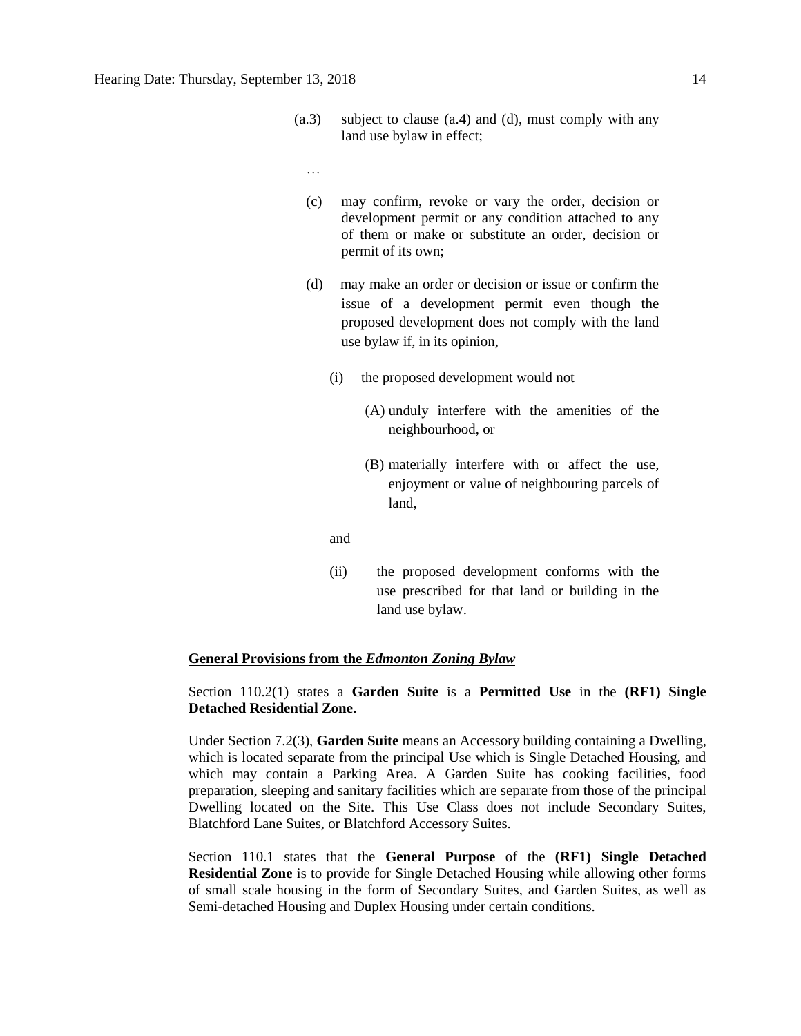(a.3) subject to clause (a.4) and (d), must comply with any land use bylaw in effect;

…

(c) may confirm, revoke or vary the order, decision or development permit or any condition attached to any of them or make or substitute an order, decision or permit of its own;

(d) may make an order or decision or issue or confirm the issue of a development permit even though the proposed development does not comply with the land use bylaw if, in its opinion,

(i) the proposed development would not

(A) unduly interfere with the amenities of the neighbourhood, or

(B) materially interfere with or affect the use, enjoyment or value of neighbouring parcels of land,

and

(ii) the proposed development conforms with the use prescribed for that land or building in the land use bylaw.

**General Provisions from the *Edmonton Zoning Bylaw***

Section 110.2(1) states a **Garden Suite** is a **Permitted Use** in the **(RF1) Single Detached Residential Zone.**

Under Section 7.2(3), **Garden Suite** means an Accessory building containing a Dwelling, which is located separate from the principal Use which is Single Detached Housing, and which may contain a Parking Area. A Garden Suite has cooking facilities, food preparation, sleeping and sanitary facilities which are separate from those of the principal Dwelling located on the Site. This Use Class does not include Secondary Suites, Blatchford Lane Suites, or Blatchford Accessory Suites.

Section 110.1 states that the **General Purpose** of the **(RF1) Single Detached Residential Zone** is to provide for Single Detached Housing while allowing other forms of small scale housing in the form of Secondary Suites, and Garden Suites, as well as Semi-detached Housing and Duplex Housing under certain conditions.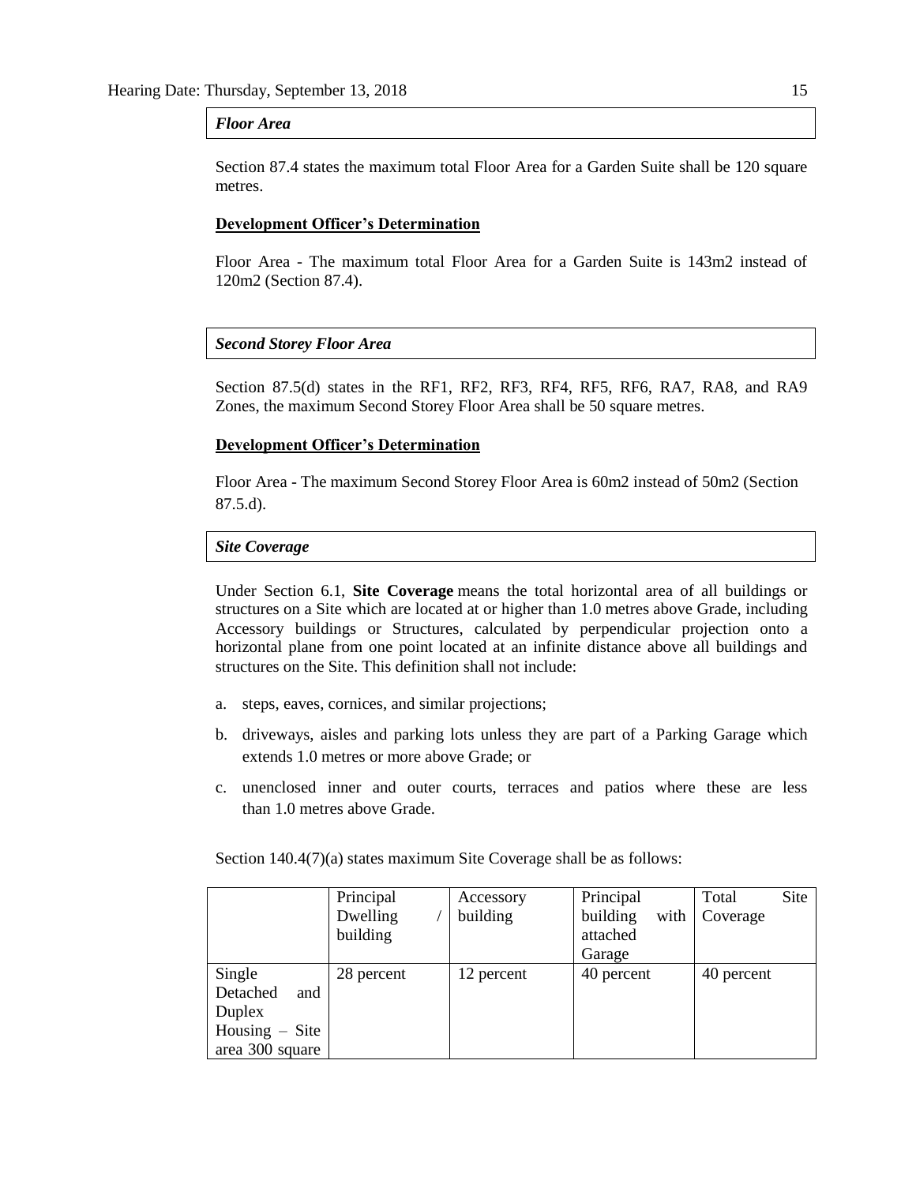***Floor Area***

Section 87.4 states the maximum total Floor Area for a Garden Suite shall be 120 square metres.

**Development Officer's Determination**

Floor Area - The maximum total Floor Area for a Garden Suite is 143m2 instead of 120m2 (Section 87.4).

***Second Storey Floor Area***

Section 87.5(d) states in the RF1, RF2, RF3, RF4, RF5, RF6, RA7, RA8, and RA9 Zones, the maximum Second Storey Floor Area shall be 50 square metres.

**Development Officer's Determination**

Floor Area - The maximum Second Storey Floor Area is 60m2 instead of 50m2 (Section 87.5.d).

***Site Coverage***

Under Section 6.1, **Site Coverage** means the total horizontal area of all buildings or structures on a Site which are located at or higher than 1.0 metres above Grade, including Accessory buildings or Structures, calculated by perpendicular projection onto a horizontal plane from one point located at an infinite distance above all buildings and structures on the Site. This definition shall not include:

a. steps, eaves, cornices, and similar projections;

b. driveways, aisles and parking lots unless they are part of a Parking Garage which extends 1.0 metres or more above Grade; or

c. unenclosed inner and outer courts, terraces and patios where these are less than 1.0 metres above Grade.

Section 140.4(7)(a) states maximum Site Coverage shall be as follows:

| | Principal Dwelling / building | Accessory building | Principal building with attached Garage | Total Site Coverage |
|---|---|---|---|---|
| Single Detached and Duplex Housing – Site area 300 square | 28 percent | 12 percent | 40 percent | 40 percent |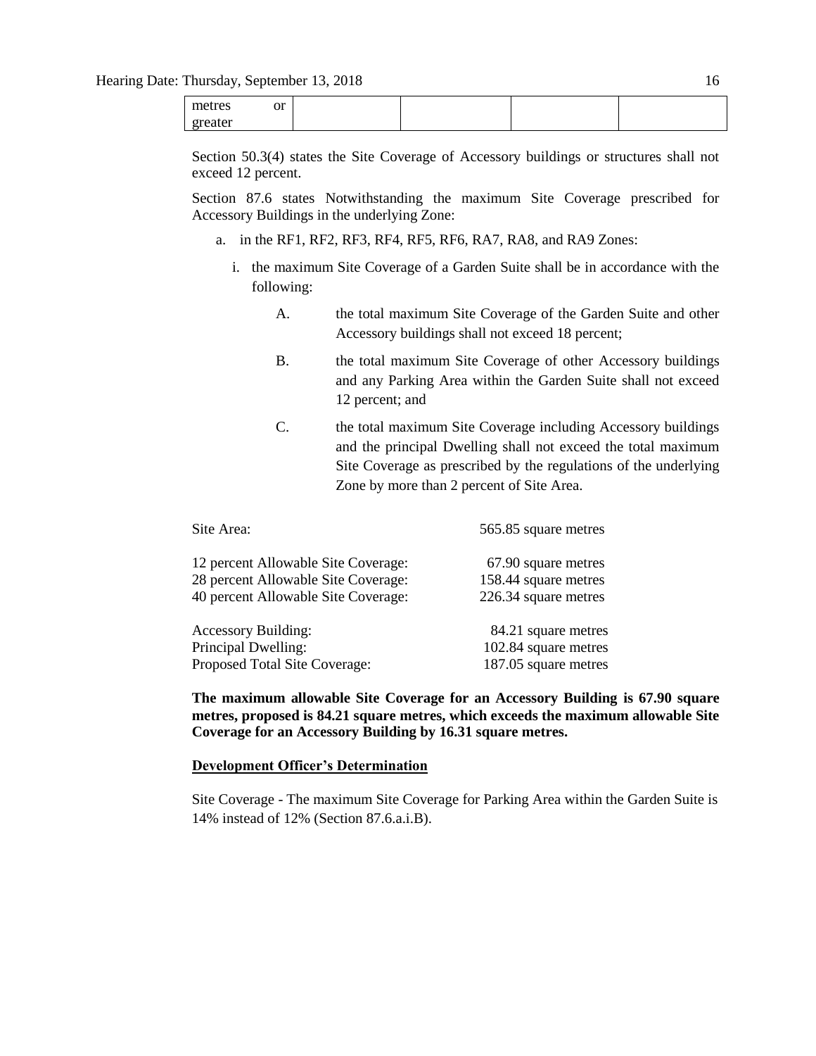| | | | | |
|---|---|---|---|---|
| metres or greater | | | | |

Section 50.3(4) states the Site Coverage of Accessory buildings or structures shall not exceed 12 percent.

Section 87.6 states Notwithstanding the maximum Site Coverage prescribed for Accessory Buildings in the underlying Zone:

a. in the RF1, RF2, RF3, RF4, RF5, RF6, RA7, RA8, and RA9 Zones:

   i. the maximum Site Coverage of a Garden Suite shall be in accordance with the following:

      A. the total maximum Site Coverage of the Garden Suite and other Accessory buildings shall not exceed 18 percent;

      B. the total maximum Site Coverage of other Accessory buildings and any Parking Area within the Garden Suite shall not exceed 12 percent; and

      C. the total maximum Site Coverage including Accessory buildings and the principal Dwelling shall not exceed the total maximum Site Coverage as prescribed by the regulations of the underlying Zone by more than 2 percent of Site Area.

| | |
|---|---|
| Site Area: | 565.85 square metres |
| 12 percent Allowable Site Coverage: | 67.90 square metres |
| 28 percent Allowable Site Coverage: | 158.44 square metres |
| 40 percent Allowable Site Coverage: | 226.34 square metres |
| Accessory Building: | 84.21 square metres |
| Principal Dwelling: | 102.84 square metres |
| Proposed Total Site Coverage: | 187.05 square metres |

**The maximum allowable Site Coverage for an Accessory Building is 67.90 square metres, proposed is 84.21 square metres, which exceeds the maximum allowable Site Coverage for an Accessory Building by 16.31 square metres.**

**<u>Development Officer's Determination</u>**

Site Coverage - The maximum Site Coverage for Parking Area within the Garden Suite is 14% instead of 12% (Section 87.6.a.i.B).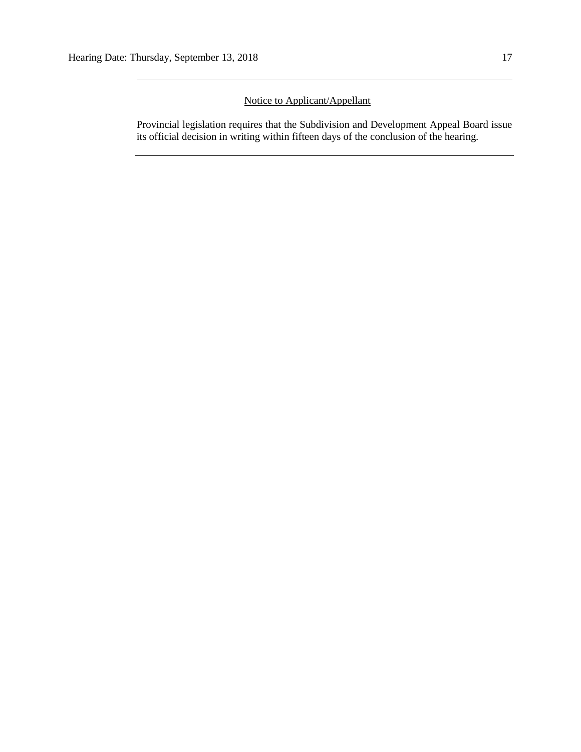---

Notice to Applicant/Appellant

Provincial legislation requires that the Subdivision and Development Appeal Board issue its official decision in writing within fifteen days of the conclusion of the hearing.

---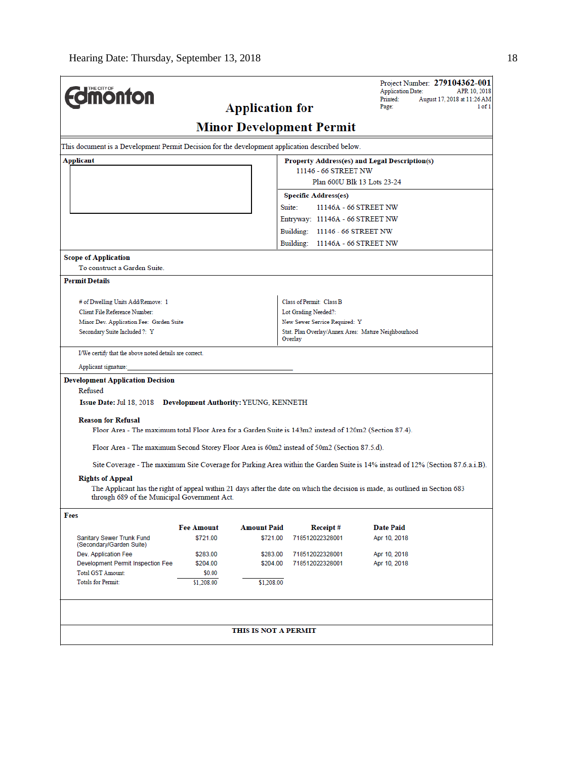THE CITY OF Edmonton

# Application for Minor Development Permit

Project Number: **279104362-001**
Application Date: APR 10, 2018
Printed: August 17, 2018 at 11:26 AM
Page: 1 of 1

This document is a Development Permit Decision for the development application described below.

**Applicant**

**Property Address(es) and Legal Description(s)**
11146 - 66 STREET NW
Plan 600U Blk 13 Lots 23-24

**Specific Address(es)**
Suite: 11146A - 66 STREET NW
Entryway: 11146A - 66 STREET NW
Building: 11146 - 66 STREET NW
Building: 11146A - 66 STREET NW

**Scope of Application**
To construct a Garden Suite.

**Permit Details**

# of Dwelling Units Add/Remove: 1
Client File Reference Number:
Minor Dev. Application Fee: Garden Suite
Secondary Suite Included ?: Y

Class of Permit: Class B
Lot Grading Needed?:
New Sewer Service Required: Y
Stat. Plan Overlay/Annex Area: Mature Neighbourhood Overlay

I/We certify that the above noted details are correct.

Applicant signature: ____________________

**Development Application Decision**
Refused

**Issue Date:** Jul 18, 2018 **Development Authority:** YEUNG, KENNETH

**Reason for Refusal**

Floor Area - The maximum total Floor Area for a Garden Suite is 143m2 instead of 120m2 (Section 87.4).

Floor Area - The maximum Second Storey Floor Area is 60m2 instead of 50m2 (Section 87.5.d).

Site Coverage - The maximum Site Coverage for Parking Area within the Garden Suite is 14% instead of 12% (Section 87.6.a.i.B).

**Rights of Appeal**
The Applicant has the right of appeal within 21 days after the date on which the decision is made, as outlined in Section 683 through 689 of the Municipal Government Act.

**Fees**

| | Fee Amount | Amount Paid | Receipt # | Date Paid |
|---|---|---|---|---|
| Sanitary Sewer Trunk Fund (Secondary/Garden Suite) | $721.00 | $721.00 | 718512022328001 | Apr 10, 2018 |
| Dev. Application Fee | $283.00 | $283.00 | 718512022328001 | Apr 10, 2018 |
| Development Permit Inspection Fee | $204.00 | $204.00 | 718512022328001 | Apr 10, 2018 |
| Total GST Amount: | $0.00 | | | |
| Totals for Permit: | $1,208.00 | $1,208.00 | | |

**THIS IS NOT A PERMIT**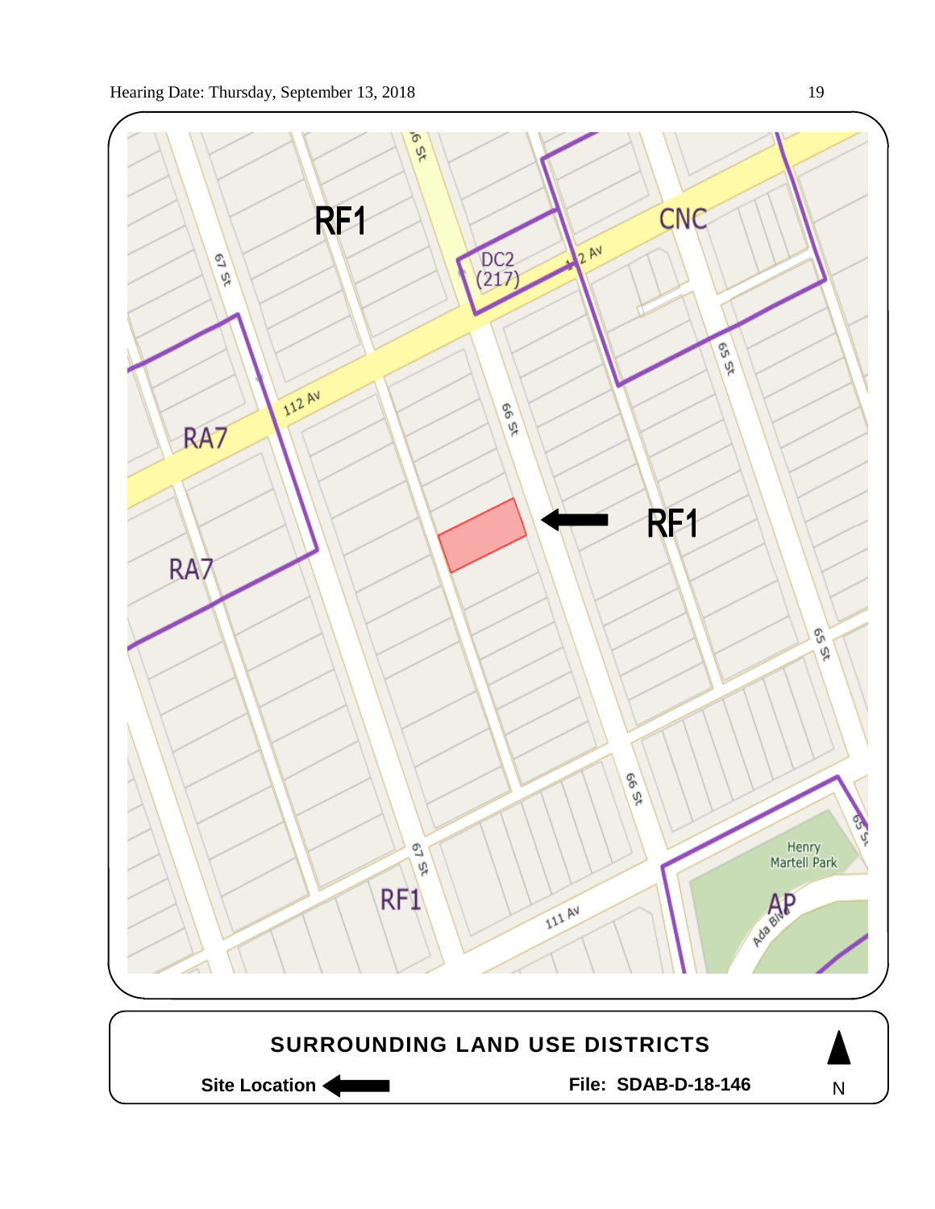RF1

CNC

DC2 (217)

112 Av

67 St

66 St

65 St

RA7

RA7

RF1

RF1

111 Av

Henry Martell Park

AP

Ada Blvd

**SURROUNDING LAND USE DISTRICTS**

**Site Location** ⟵

**File: SDAB-D-18-146**

N